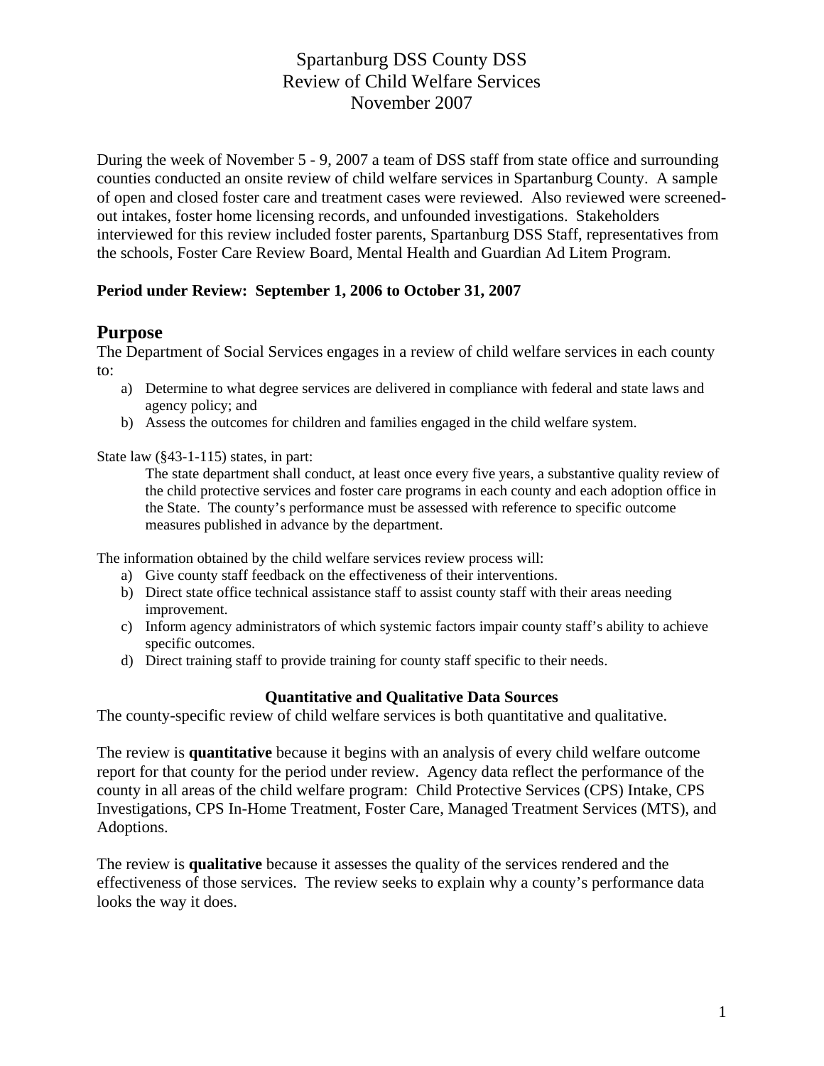# Spartanburg DSS County DSS
## Review of Child Welfare Services
### November 2007

During the week of November 5 - 9, 2007 a team of DSS staff from state office and surrounding counties conducted an onsite review of child welfare services in Spartanburg County. A sample of open and closed foster care and treatment cases were reviewed. Also reviewed were screened-out intakes, foster home licensing records, and unfounded investigations. Stakeholders interviewed for this review included foster parents, Spartanburg DSS Staff, representatives from the schools, Foster Care Review Board, Mental Health and Guardian Ad Litem Program.

**Period under Review: September 1, 2006 to October 31, 2007**

## Purpose

The Department of Social Services engages in a review of child welfare services in each county to:

a) Determine to what degree services are delivered in compliance with federal and state laws and agency policy; and
b) Assess the outcomes for children and families engaged in the child welfare system.

State law (§43-1-115) states, in part:

> The state department shall conduct, at least once every five years, a substantive quality review of the child protective services and foster care programs in each county and each adoption office in the State. The county's performance must be assessed with reference to specific outcome measures published in advance by the department.

The information obtained by the child welfare services review process will:

a) Give county staff feedback on the effectiveness of their interventions.
b) Direct state office technical assistance staff to assist county staff with their areas needing improvement.
c) Inform agency administrators of which systemic factors impair county staff's ability to achieve specific outcomes.
d) Direct training staff to provide training for county staff specific to their needs.

### Quantitative and Qualitative Data Sources

The county-specific review of child welfare services is both quantitative and qualitative.

The review is **quantitative** because it begins with an analysis of every child welfare outcome report for that county for the period under review. Agency data reflect the performance of the county in all areas of the child welfare program: Child Protective Services (CPS) Intake, CPS Investigations, CPS In-Home Treatment, Foster Care, Managed Treatment Services (MTS), and Adoptions.

The review is **qualitative** because it assesses the quality of the services rendered and the effectiveness of those services. The review seeks to explain why a county's performance data looks the way it does.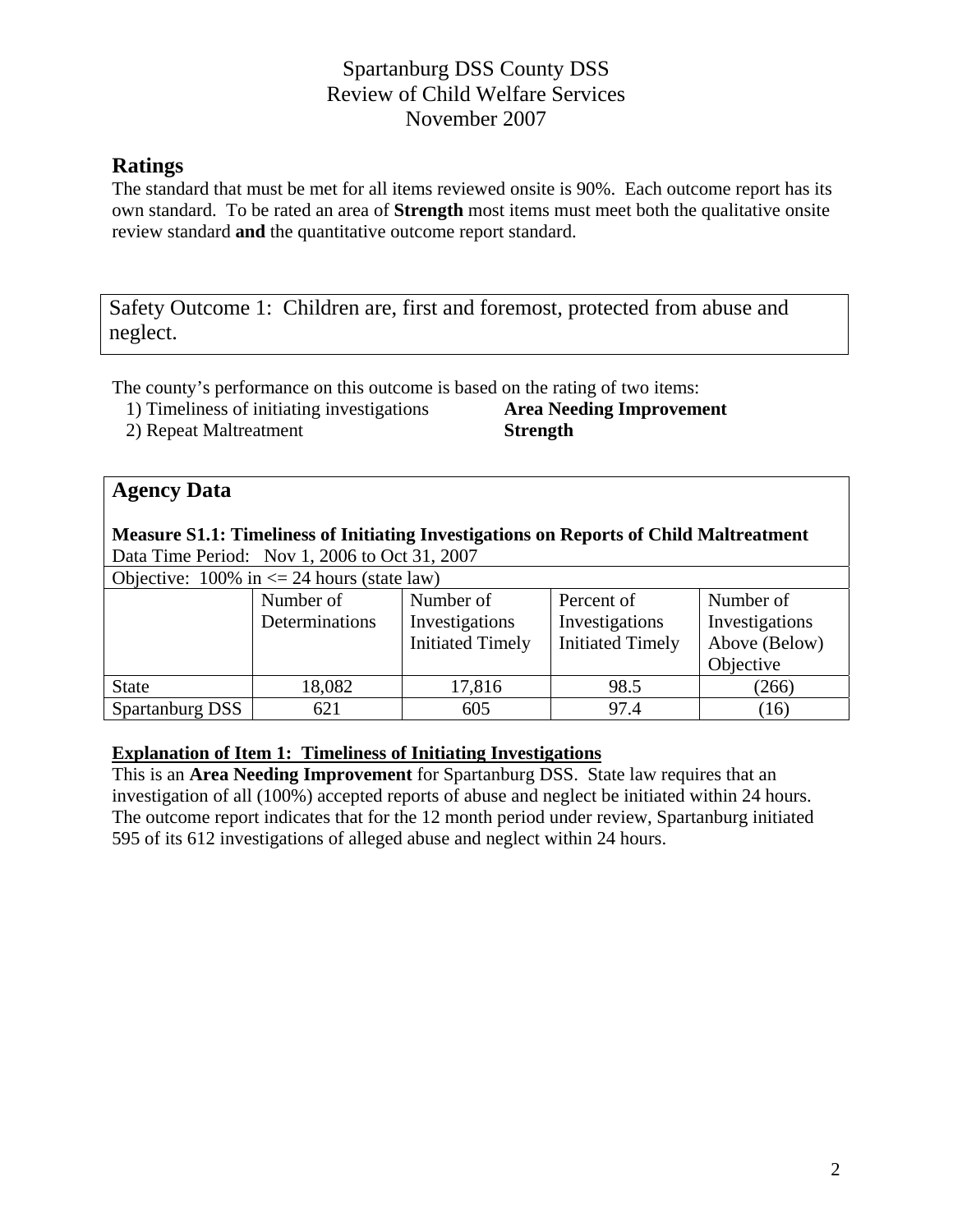Spartanburg DSS County DSS
Review of Child Welfare Services
November 2007

## Ratings

The standard that must be met for all items reviewed onsite is 90%. Each outcome report has its own standard. To be rated an area of **Strength** most items must meet both the qualitative onsite review standard **and** the quantitative outcome report standard.

Safety Outcome 1: Children are, first and foremost, protected from abuse and neglect.

The county's performance on this outcome is based on the rating of two items:

1) Timeliness of initiating investigations **Area Needing Improvement**
2) Repeat Maltreatment **Strength**

## Agency Data

**Measure S1.1: Timeliness of Initiating Investigations on Reports of Child Maltreatment**
Data Time Period: Nov 1, 2006 to Oct 31, 2007

Objective: 100% in <= 24 hours (state law)

| | Number of Determinations | Number of Investigations Initiated Timely | Percent of Investigations Initiated Timely | Number of Investigations Above (Below) Objective |
|---|---|---|---|---|
| State | 18,082 | 17,816 | 98.5 | (266) |
| Spartanburg DSS | 621 | 605 | 97.4 | (16) |

**Explanation of Item 1: Timeliness of Initiating Investigations**

This is an **Area Needing Improvement** for Spartanburg DSS. State law requires that an investigation of all (100%) accepted reports of abuse and neglect be initiated within 24 hours. The outcome report indicates that for the 12 month period under review, Spartanburg initiated 595 of its 612 investigations of alleged abuse and neglect within 24 hours.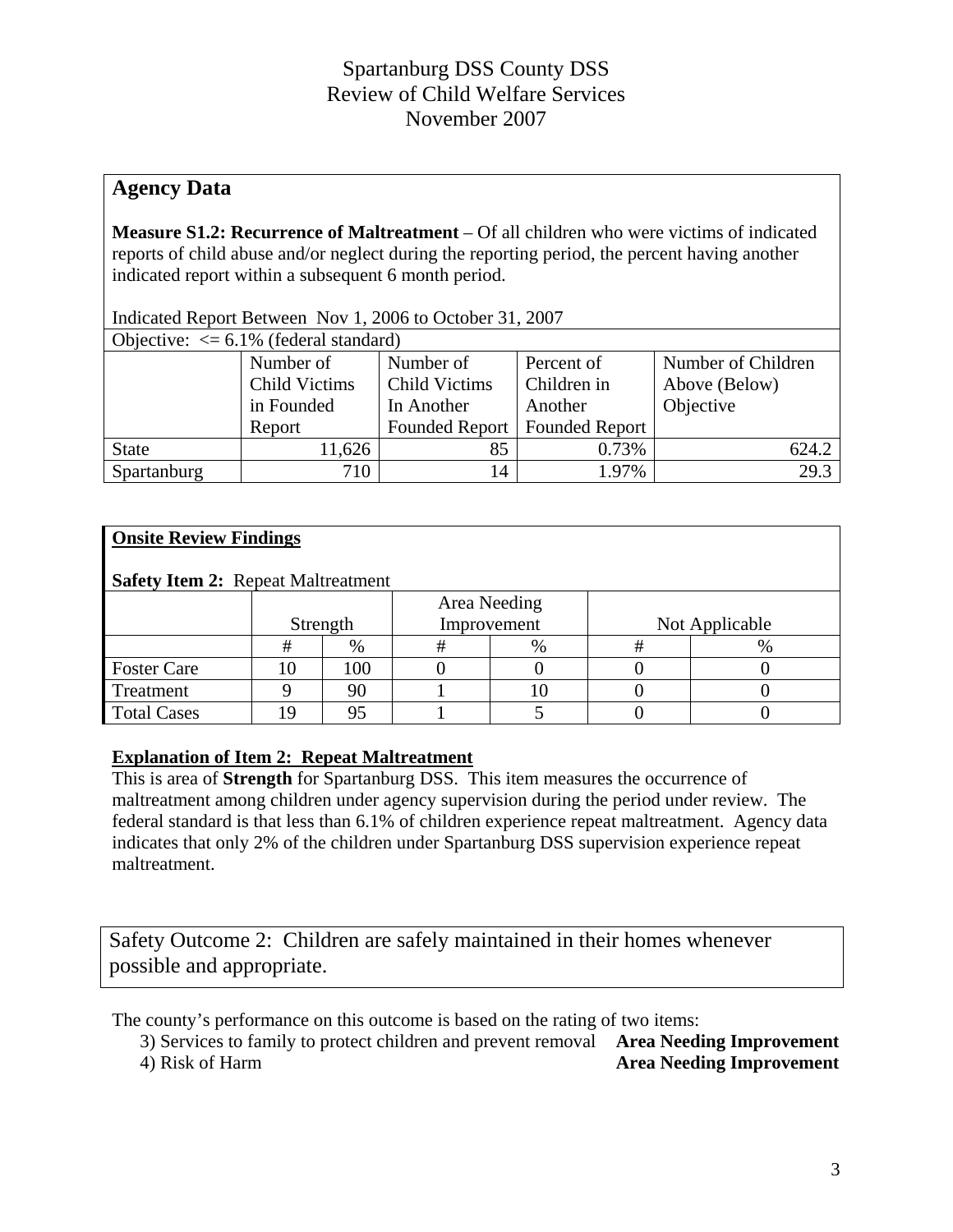Spartanburg DSS County DSS
Review of Child Welfare Services
November 2007

## Agency Data

**Measure S1.2: Recurrence of Maltreatment** – Of all children who were victims of indicated reports of child abuse and/or neglect during the reporting period, the percent having another indicated report within a subsequent 6 month period.

Indicated Report Between Nov 1, 2006 to October 31, 2007

Objective: <= 6.1% (federal standard)

| | Number of Child Victims in Founded Report | Number of Child Victims In Another Founded Report | Percent of Children in Another Founded Report | Number of Children Above (Below) Objective |
|---|---|---|---|---|
| State | 11,626 | 85 | 0.73% | 624.2 |
| Spartanburg | 710 | 14 | 1.97% | 29.3 |

**Onsite Review Findings**

**Safety Item 2:** Repeat Maltreatment

| | Strength | | Area Needing Improvement | | Not Applicable | |
|---|---|---|---|---|---|---|
| | # | % | # | % | # | % |
| Foster Care | 10 | 100 | 0 | 0 | 0 | 0 |
| Treatment | 9 | 90 | 1 | 10 | 0 | 0 |
| Total Cases | 19 | 95 | 1 | 5 | 0 | 0 |

**Explanation of Item 2: Repeat Maltreatment**

This is area of **Strength** for Spartanburg DSS. This item measures the occurrence of maltreatment among children under agency supervision during the period under review. The federal standard is that less than 6.1% of children experience repeat maltreatment. Agency data indicates that only 2% of the children under Spartanburg DSS supervision experience repeat maltreatment.

Safety Outcome 2: Children are safely maintained in their homes whenever possible and appropriate.

The county's performance on this outcome is based on the rating of two items:

3) Services to family to protect children and prevent removal **Area Needing Improvement**
4) Risk of Harm **Area Needing Improvement**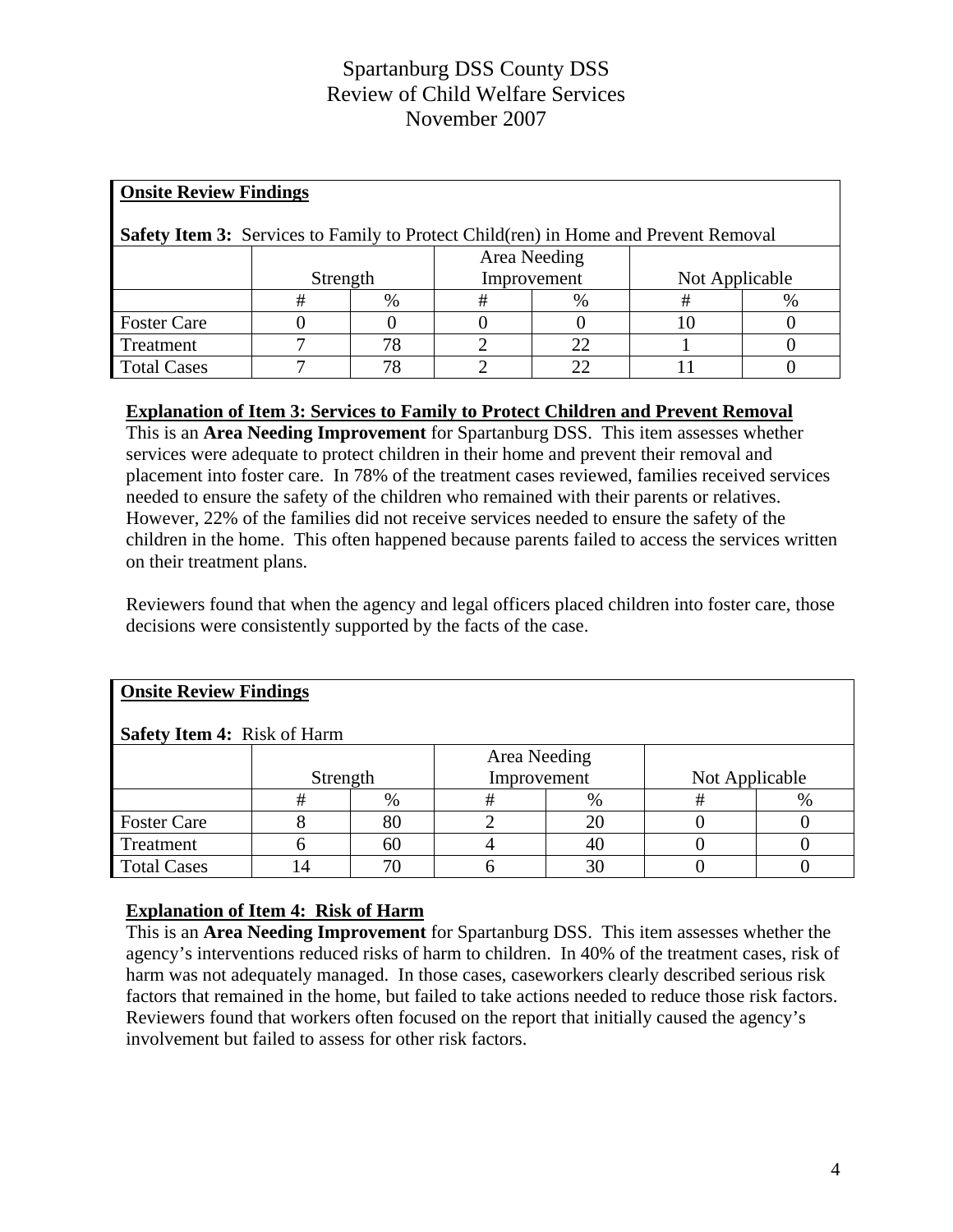# Spartanburg DSS County DSS
# Review of Child Welfare Services
# November 2007

**Onsite Review Findings**

**Safety Item 3:** Services to Family to Protect Child(ren) in Home and Prevent Removal

| | Strength | | Area Needing Improvement | | Not Applicable | |
|---|---|---|---|---|---|---|
| | # | % | # | % | # | % |
| Foster Care | 0 | 0 | 0 | 0 | 10 | 0 |
| Treatment | 7 | 78 | 2 | 22 | 1 | 0 |
| Total Cases | 7 | 78 | 2 | 22 | 11 | 0 |

**Explanation of Item 3: Services to Family to Protect Children and Prevent Removal**

This is an **Area Needing Improvement** for Spartanburg DSS. This item assesses whether services were adequate to protect children in their home and prevent their removal and placement into foster care. In 78% of the treatment cases reviewed, families received services needed to ensure the safety of the children who remained with their parents or relatives. However, 22% of the families did not receive services needed to ensure the safety of the children in the home. This often happened because parents failed to access the services written on their treatment plans.

Reviewers found that when the agency and legal officers placed children into foster care, those decisions were consistently supported by the facts of the case.

**Onsite Review Findings**

**Safety Item 4:** Risk of Harm

| | Strength | | Area Needing Improvement | | Not Applicable | |
|---|---|---|---|---|---|---|
| | # | % | # | % | # | % |
| Foster Care | 8 | 80 | 2 | 20 | 0 | 0 |
| Treatment | 6 | 60 | 4 | 40 | 0 | 0 |
| Total Cases | 14 | 70 | 6 | 30 | 0 | 0 |

**Explanation of Item 4: Risk of Harm**

This is an **Area Needing Improvement** for Spartanburg DSS. This item assesses whether the agency's interventions reduced risks of harm to children. In 40% of the treatment cases, risk of harm was not adequately managed. In those cases, caseworkers clearly described serious risk factors that remained in the home, but failed to take actions needed to reduce those risk factors. Reviewers found that workers often focused on the report that initially caused the agency's involvement but failed to assess for other risk factors.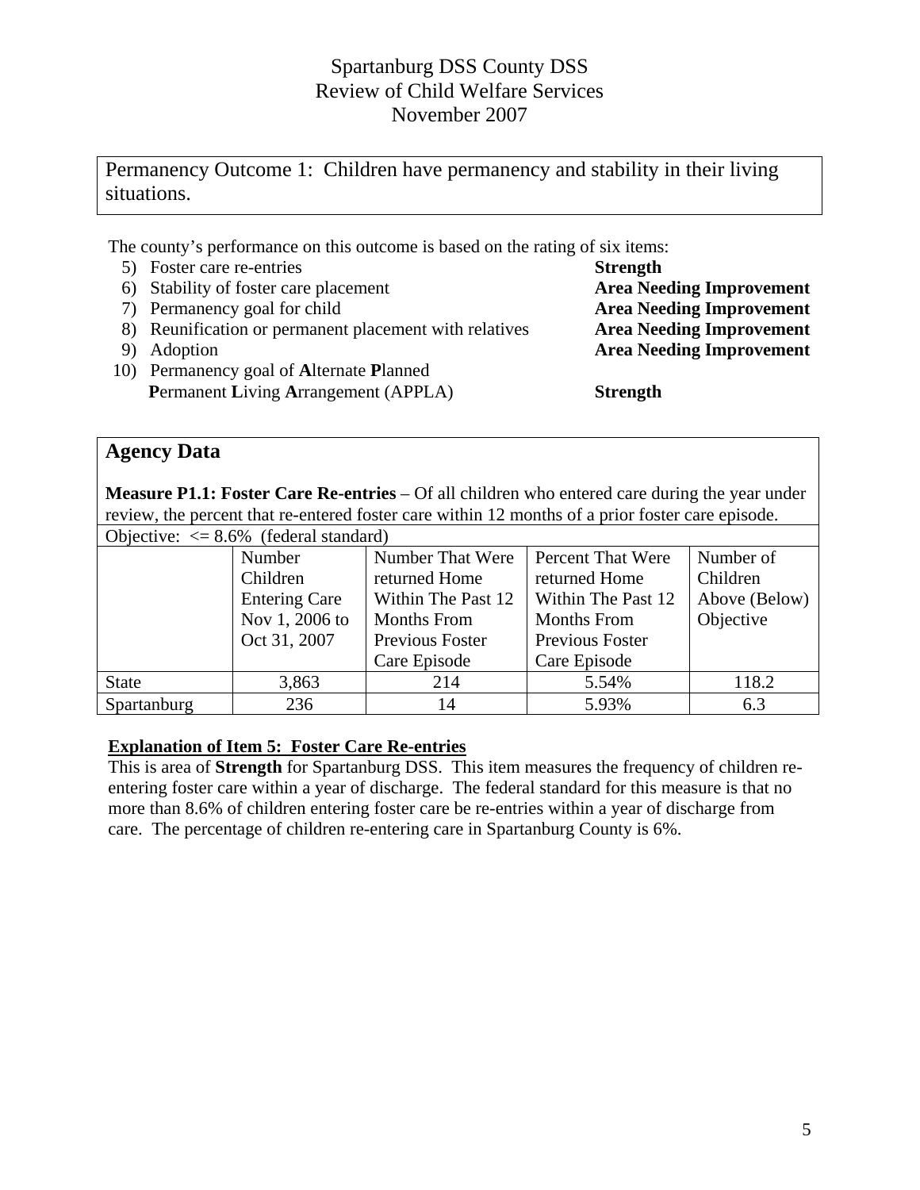Spartanburg DSS County DSS
Review of Child Welfare Services
November 2007

Permanency Outcome 1: Children have permanency and stability in their living situations.

The county's performance on this outcome is based on the rating of six items:

| Item | Rating |
|---|---|
| 5) Foster care re-entries | **Strength** |
| 6) Stability of foster care placement | **Area Needing Improvement** |
| 7) Permanency goal for child | **Area Needing Improvement** |
| 8) Reunification or permanent placement with relatives | **Area Needing Improvement** |
| 9) Adoption | **Area Needing Improvement** |
| 10) Permanency goal of **A**lternate **P**lanned **P**ermanent **L**iving **A**rrangement (APPLA) | **Strength** |

## Agency Data

**Measure P1.1: Foster Care Re-entries** – Of all children who entered care during the year under review, the percent that re-entered foster care within 12 months of a prior foster care episode.

Objective: <= 8.6% (federal standard)

| | Number Children Entering Care Nov 1, 2006 to Oct 31, 2007 | Number That Were returned Home Within The Past 12 Months From Previous Foster Care Episode | Percent That Were returned Home Within The Past 12 Months From Previous Foster Care Episode | Number of Children Above (Below) Objective |
|---|---|---|---|---|
| State | 3,863 | 214 | 5.54% | 118.2 |
| Spartanburg | 236 | 14 | 5.93% | 6.3 |

**Explanation of Item 5: Foster Care Re-entries**

This is area of **Strength** for Spartanburg DSS. This item measures the frequency of children re-entering foster care within a year of discharge. The federal standard for this measure is that no more than 8.6% of children entering foster care be re-entries within a year of discharge from care. The percentage of children re-entering care in Spartanburg County is 6%.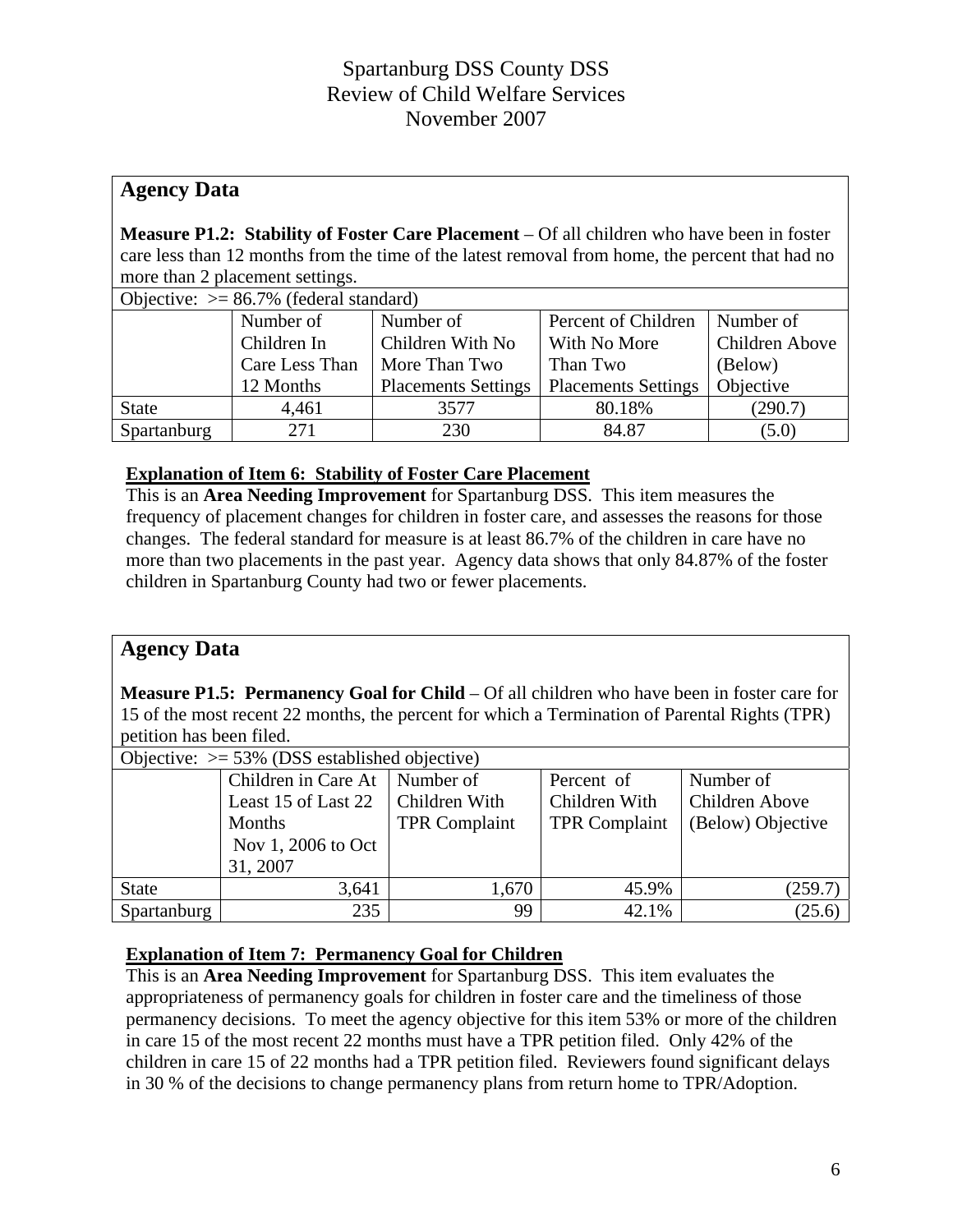Spartanburg DSS County DSS
Review of Child Welfare Services
November 2007

## Agency Data

**Measure P1.2: Stability of Foster Care Placement** – Of all children who have been in foster care less than 12 months from the time of the latest removal from home, the percent that had no more than 2 placement settings.

Objective: >= 86.7% (federal standard)

| | Number of Children In Care Less Than 12 Months | Number of Children With No More Than Two Placements Settings | Percent of Children With No More Than Two Placements Settings | Number of Children Above (Below) Objective |
|---|---|---|---|---|
| State | 4,461 | 3577 | 80.18% | (290.7) |
| Spartanburg | 271 | 230 | 84.87 | (5.0) |

**Explanation of Item 6: Stability of Foster Care Placement**

This is an **Area Needing Improvement** for Spartanburg DSS. This item measures the frequency of placement changes for children in foster care, and assesses the reasons for those changes. The federal standard for measure is at least 86.7% of the children in care have no more than two placements in the past year. Agency data shows that only 84.87% of the foster children in Spartanburg County had two or fewer placements.

## Agency Data

**Measure P1.5: Permanency Goal for Child** – Of all children who have been in foster care for 15 of the most recent 22 months, the percent for which a Termination of Parental Rights (TPR) petition has been filed.

Objective: >= 53% (DSS established objective)

| | Children in Care At Least 15 of Last 22 Months Nov 1, 2006 to Oct 31, 2007 | Number of Children With TPR Complaint | Percent of Children With TPR Complaint | Number of Children Above (Below) Objective |
|---|---|---|---|---|
| State | 3,641 | 1,670 | 45.9% | (259.7) |
| Spartanburg | 235 | 99 | 42.1% | (25.6) |

**Explanation of Item 7: Permanency Goal for Children**

This is an **Area Needing Improvement** for Spartanburg DSS. This item evaluates the appropriateness of permanency goals for children in foster care and the timeliness of those permanency decisions. To meet the agency objective for this item 53% or more of the children in care 15 of the most recent 22 months must have a TPR petition filed. Only 42% of the children in care 15 of 22 months had a TPR petition filed. Reviewers found significant delays in 30 % of the decisions to change permanency plans from return home to TPR/Adoption.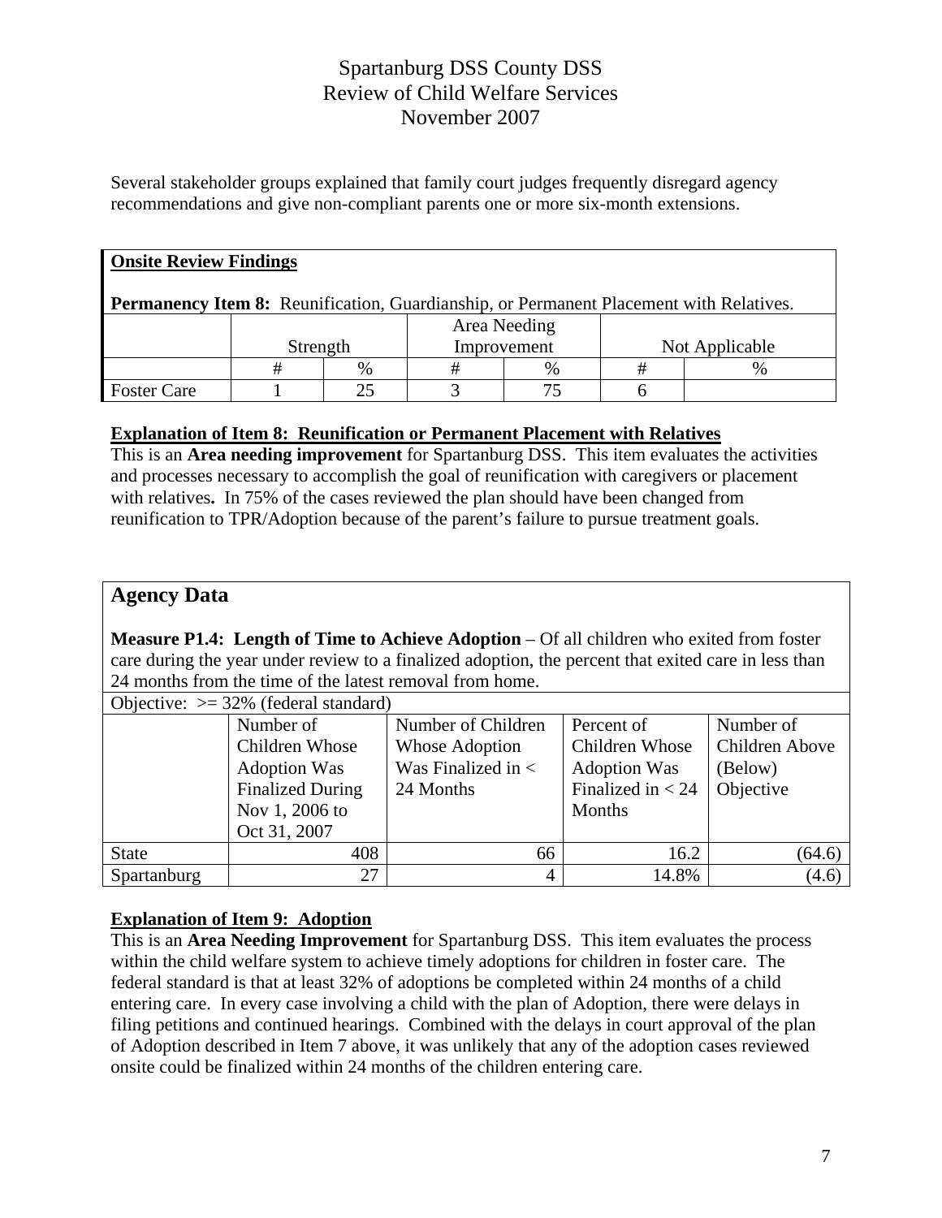Several stakeholder groups explained that family court judges frequently disregard agency recommendations and give non-compliant parents one or more six-month extensions.

**Onsite Review Findings**

**Permanency Item 8:** Reunification, Guardianship, or Permanent Placement with Relatives.

| | Strength | | Area Needing Improvement | | Not Applicable | |
|---|---|---|---|---|---|---|
| | # | % | # | % | # | % |
| Foster Care | 1 | 25 | 3 | 75 | 6 | |

**Explanation of Item 8: Reunification or Permanent Placement with Relatives**

This is an **Area needing improvement** for Spartanburg DSS. This item evaluates the activities and processes necessary to accomplish the goal of reunification with caregivers or placement with relatives**.** In 75% of the cases reviewed the plan should have been changed from reunification to TPR/Adoption because of the parent's failure to pursue treatment goals.

## Agency Data

**Measure P1.4: Length of Time to Achieve Adoption** – Of all children who exited from foster care during the year under review to a finalized adoption, the percent that exited care in less than 24 months from the time of the latest removal from home.

Objective: >= 32% (federal standard)

| | Number of Children Whose Adoption Was Finalized During Nov 1, 2006 to Oct 31, 2007 | Number of Children Whose Adoption Was Finalized in < 24 Months | Percent of Children Whose Adoption Was Finalized in < 24 Months | Number of Children Above (Below) Objective |
|---|---|---|---|---|
| State | 408 | 66 | 16.2 | (64.6) |
| Spartanburg | 27 | 4 | 14.8% | (4.6) |

**Explanation of Item 9: Adoption**

This is an **Area Needing Improvement** for Spartanburg DSS. This item evaluates the process within the child welfare system to achieve timely adoptions for children in foster care. The federal standard is that at least 32% of adoptions be completed within 24 months of a child entering care. In every case involving a child with the plan of Adoption, there were delays in filing petitions and continued hearings. Combined with the delays in court approval of the plan of Adoption described in Item 7 above, it was unlikely that any of the adoption cases reviewed onsite could be finalized within 24 months of the children entering care.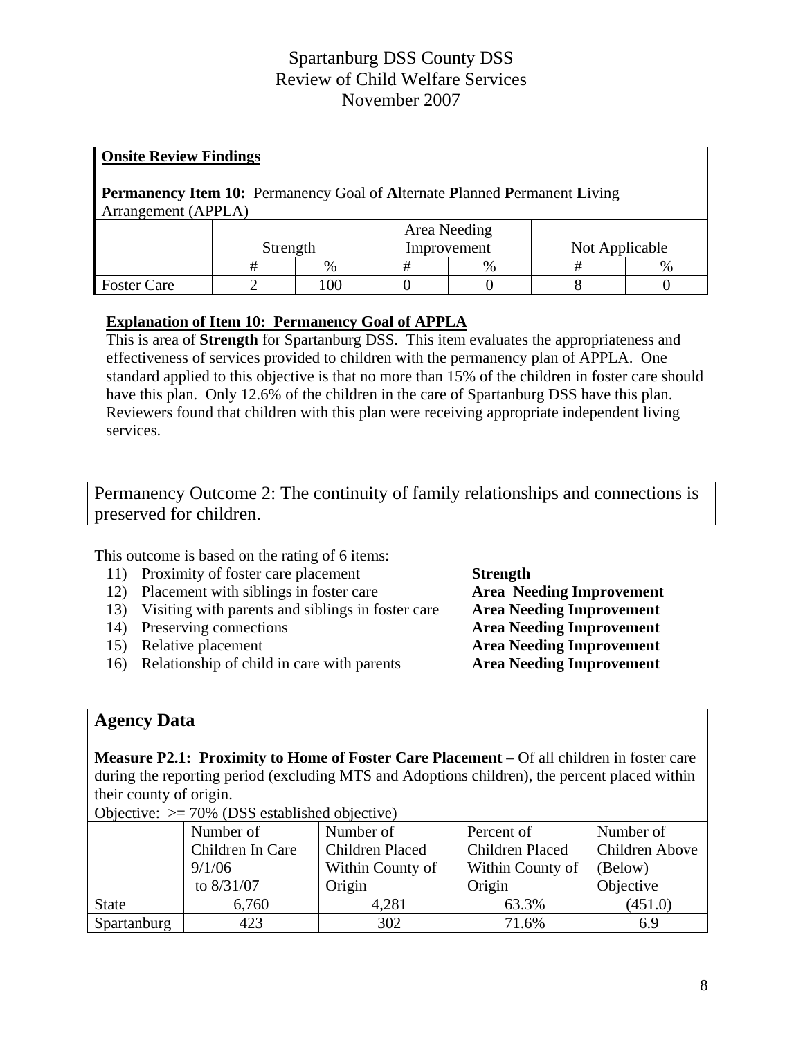# Spartanburg DSS County DSS
# Review of Child Welfare Services
# November 2007

**Onsite Review Findings**

**Permanency Item 10:** Permanency Goal of **A**lternate **P**lanned **P**ermanent **L**iving Arrangement (APPLA)

| | Strength | | Area Needing Improvement | | Not Applicable | |
|---|---|---|---|---|---|---|
| | # | % | # | % | # | % |
| Foster Care | 2 | 100 | 0 | 0 | 8 | 0 |

**Explanation of Item 10: Permanency Goal of APPLA**

This is area of **Strength** for Spartanburg DSS. This item evaluates the appropriateness and effectiveness of services provided to children with the permanency plan of APPLA. One standard applied to this objective is that no more than 15% of the children in foster care should have this plan. Only 12.6% of the children in the care of Spartanburg DSS have this plan. Reviewers found that children with this plan were receiving appropriate independent living services.

## Permanency Outcome 2: The continuity of family relationships and connections is preserved for children.

This outcome is based on the rating of 6 items:

11) Proximity of foster care placement — **Strength**
12) Placement with siblings in foster care — **Area Needing Improvement**
13) Visiting with parents and siblings in foster care — **Area Needing Improvement**
14) Preserving connections — **Area Needing Improvement**
15) Relative placement — **Area Needing Improvement**
16) Relationship of child in care with parents — **Area Needing Improvement**

## Agency Data

**Measure P2.1: Proximity to Home of Foster Care Placement** – Of all children in foster care during the reporting period (excluding MTS and Adoptions children), the percent placed within their county of origin.

Objective: >= 70% (DSS established objective)

| | Number of Children In Care 9/1/06 to 8/31/07 | Number of Children Placed Within County of Origin | Percent of Children Placed Within County of Origin | Number of Children Above (Below) Objective |
|---|---|---|---|---|
| State | 6,760 | 4,281 | 63.3% | (451.0) |
| Spartanburg | 423 | 302 | 71.6% | 6.9 |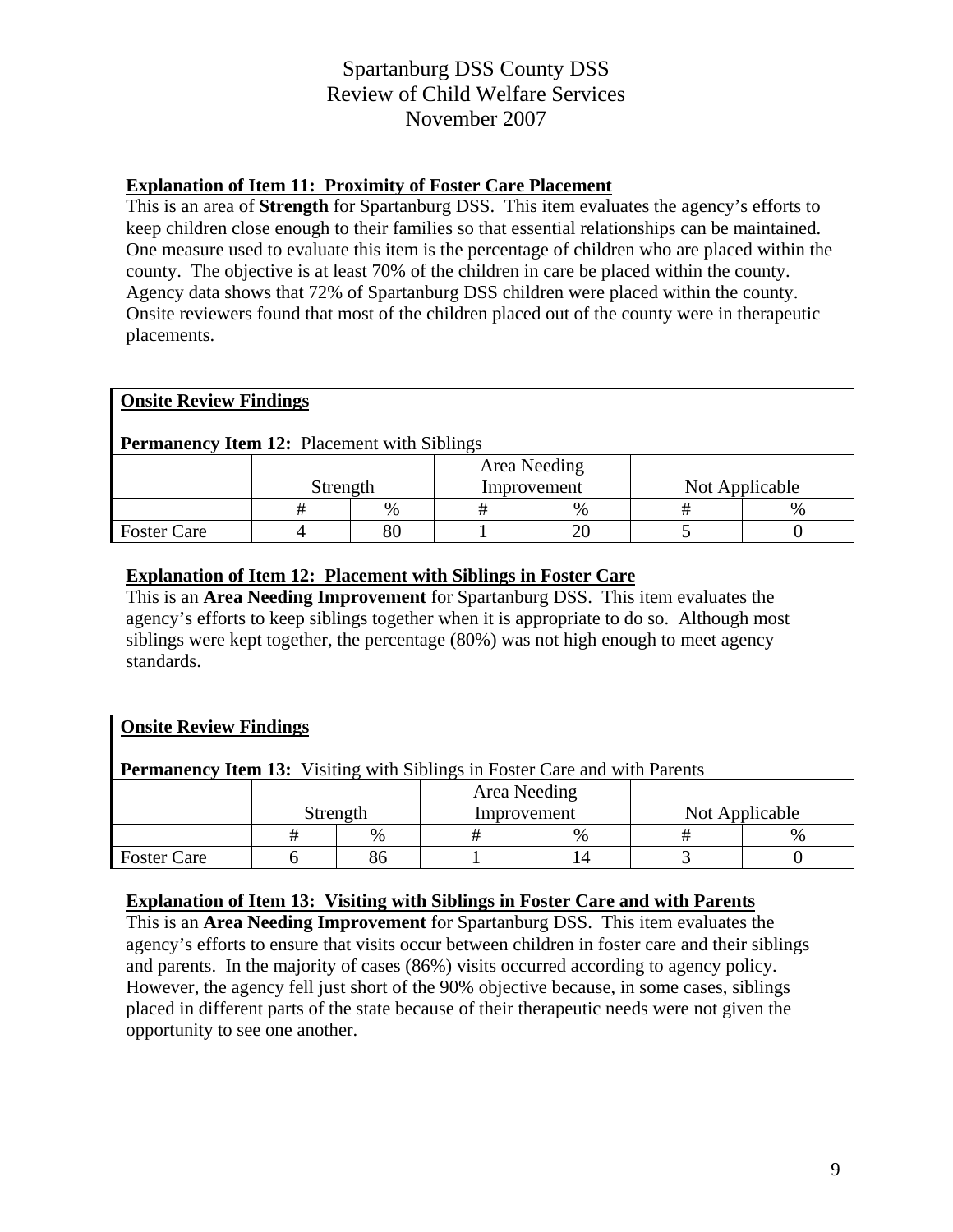# Spartanburg DSS County DSS
# Review of Child Welfare Services
# November 2007

**Explanation of Item 11: Proximity of Foster Care Placement**

This is an area of **Strength** for Spartanburg DSS. This item evaluates the agency's efforts to keep children close enough to their families so that essential relationships can be maintained. One measure used to evaluate this item is the percentage of children who are placed within the county. The objective is at least 70% of the children in care be placed within the county. Agency data shows that 72% of Spartanburg DSS children were placed within the county. Onsite reviewers found that most of the children placed out of the county were in therapeutic placements.

**Onsite Review Findings**

**Permanency Item 12:** Placement with Siblings

| | Strength | | Area Needing Improvement | | Not Applicable | |
|---|---|---|---|---|---|---|
| | # | % | # | % | # | % |
| Foster Care | 4 | 80 | 1 | 20 | 5 | 0 |

**Explanation of Item 12: Placement with Siblings in Foster Care**

This is an **Area Needing Improvement** for Spartanburg DSS. This item evaluates the agency's efforts to keep siblings together when it is appropriate to do so. Although most siblings were kept together, the percentage (80%) was not high enough to meet agency standards.

**Onsite Review Findings**

**Permanency Item 13:** Visiting with Siblings in Foster Care and with Parents

| | Strength | | Area Needing Improvement | | Not Applicable | |
|---|---|---|---|---|---|---|
| | # | % | # | % | # | % |
| Foster Care | 6 | 86 | 1 | 14 | 3 | 0 |

**Explanation of Item 13: Visiting with Siblings in Foster Care and with Parents**

This is an **Area Needing Improvement** for Spartanburg DSS. This item evaluates the agency's efforts to ensure that visits occur between children in foster care and their siblings and parents. In the majority of cases (86%) visits occurred according to agency policy. However, the agency fell just short of the 90% objective because, in some cases, siblings placed in different parts of the state because of their therapeutic needs were not given the opportunity to see one another.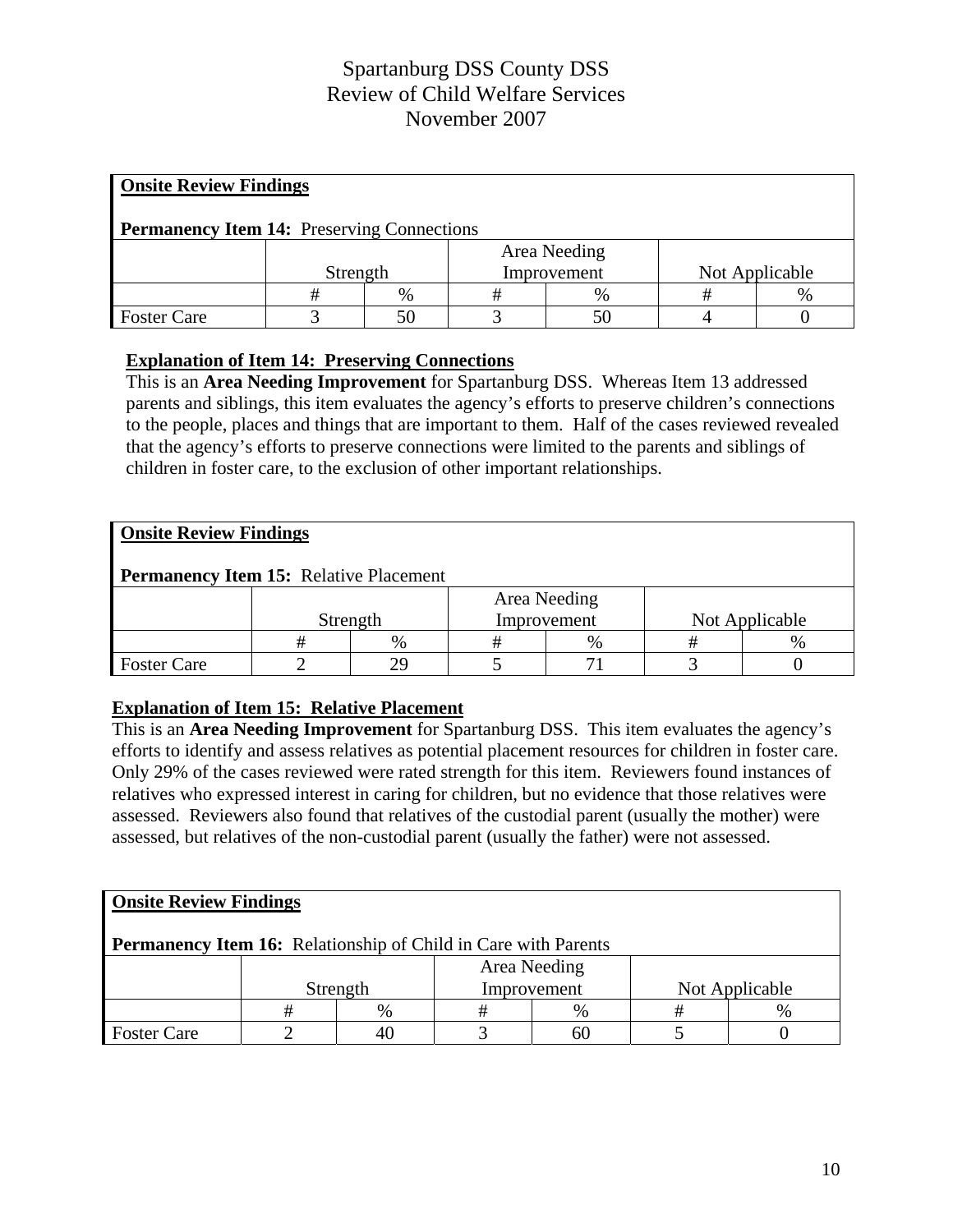Spartanburg DSS County DSS
Review of Child Welfare Services
November 2007

| **Onsite Review Findings**<br><br>**Permanency Item 14:** Preserving Connections | | | | | | |
|---|---|---|---|---|---|---|
| | Strength | | Area Needing Improvement | | Not Applicable | |
| | # | % | # | % | # | % |
| Foster Care | 3 | 50 | 3 | 50 | 4 | 0 |

**Explanation of Item 14: Preserving Connections**

This is an **Area Needing Improvement** for Spartanburg DSS. Whereas Item 13 addressed parents and siblings, this item evaluates the agency's efforts to preserve children's connections to the people, places and things that are important to them. Half of the cases reviewed revealed that the agency's efforts to preserve connections were limited to the parents and siblings of children in foster care, to the exclusion of other important relationships.

| **Onsite Review Findings**<br><br>**Permanency Item 15:** Relative Placement | | | | | | |
|---|---|---|---|---|---|---|
| | Strength | | Area Needing Improvement | | Not Applicable | |
| | # | % | # | % | # | % |
| Foster Care | 2 | 29 | 5 | 71 | 3 | 0 |

**Explanation of Item 15: Relative Placement**

This is an **Area Needing Improvement** for Spartanburg DSS. This item evaluates the agency's efforts to identify and assess relatives as potential placement resources for children in foster care. Only 29% of the cases reviewed were rated strength for this item. Reviewers found instances of relatives who expressed interest in caring for children, but no evidence that those relatives were assessed. Reviewers also found that relatives of the custodial parent (usually the mother) were assessed, but relatives of the non-custodial parent (usually the father) were not assessed.

| **Onsite Review Findings**<br><br>**Permanency Item 16:** Relationship of Child in Care with Parents | | | | | | |
|---|---|---|---|---|---|---|
| | Strength | | Area Needing Improvement | | Not Applicable | |
| | # | % | # | % | # | % |
| Foster Care | 2 | 40 | 3 | 60 | 5 | 0 |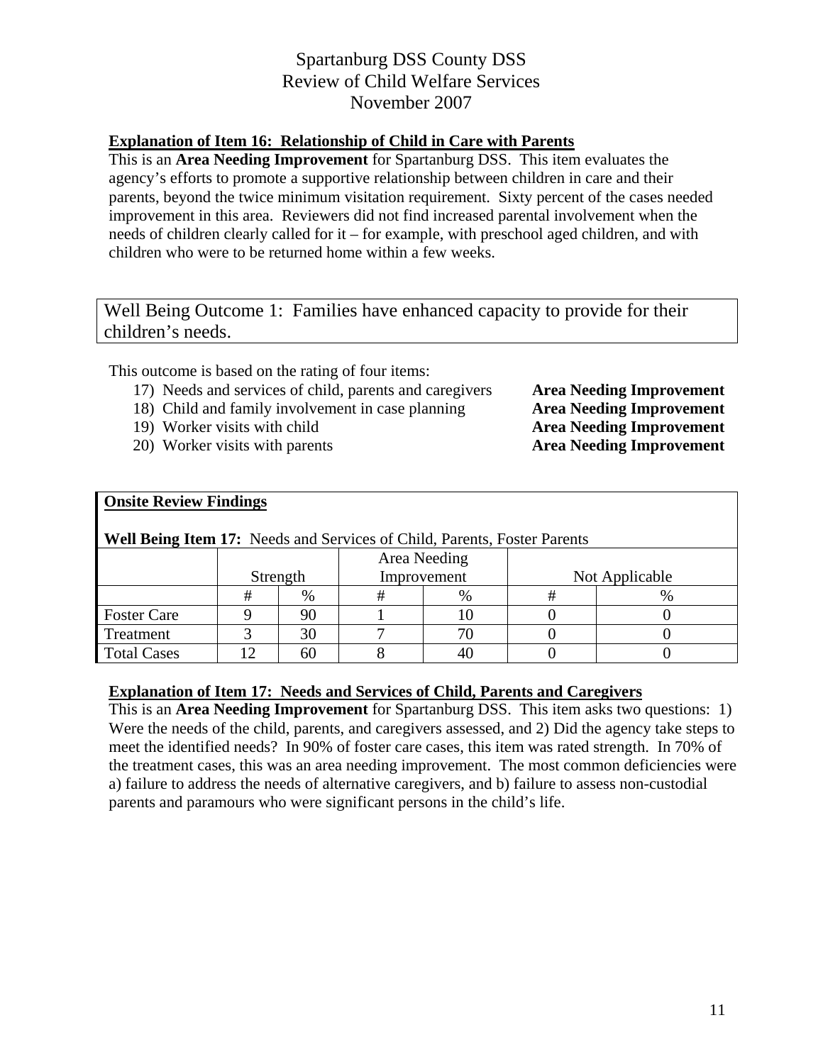Spartanburg DSS County DSS
Review of Child Welfare Services
November 2007

**Explanation of Item 16: Relationship of Child in Care with Parents**

This is an **Area Needing Improvement** for Spartanburg DSS. This item evaluates the agency's efforts to promote a supportive relationship between children in care and their parents, beyond the twice minimum visitation requirement. Sixty percent of the cases needed improvement in this area. Reviewers did not find increased parental involvement when the needs of children clearly called for it – for example, with preschool aged children, and with children who were to be returned home within a few weeks.

## Well Being Outcome 1: Families have enhanced capacity to provide for their children's needs.

This outcome is based on the rating of four items:

17) Needs and services of child, parents and caregivers **Area Needing Improvement**
18) Child and family involvement in case planning **Area Needing Improvement**
19) Worker visits with child **Area Needing Improvement**
20) Worker visits with parents **Area Needing Improvement**

**Onsite Review Findings**

**Well Being Item 17:** Needs and Services of Child, Parents, Foster Parents

| | Strength | | Area Needing Improvement | | Not Applicable | |
|---|---|---|---|---|---|---|
| | # | % | # | % | # | % |
| Foster Care | 9 | 90 | 1 | 10 | 0 | 0 |
| Treatment | 3 | 30 | 7 | 70 | 0 | 0 |
| Total Cases | 12 | 60 | 8 | 40 | 0 | 0 |

**Explanation of Item 17: Needs and Services of Child, Parents and Caregivers**

This is an **Area Needing Improvement** for Spartanburg DSS. This item asks two questions: 1) Were the needs of the child, parents, and caregivers assessed, and 2) Did the agency take steps to meet the identified needs? In 90% of foster care cases, this item was rated strength. In 70% of the treatment cases, this was an area needing improvement. The most common deficiencies were a) failure to address the needs of alternative caregivers, and b) failure to assess non-custodial parents and paramours who were significant persons in the child's life.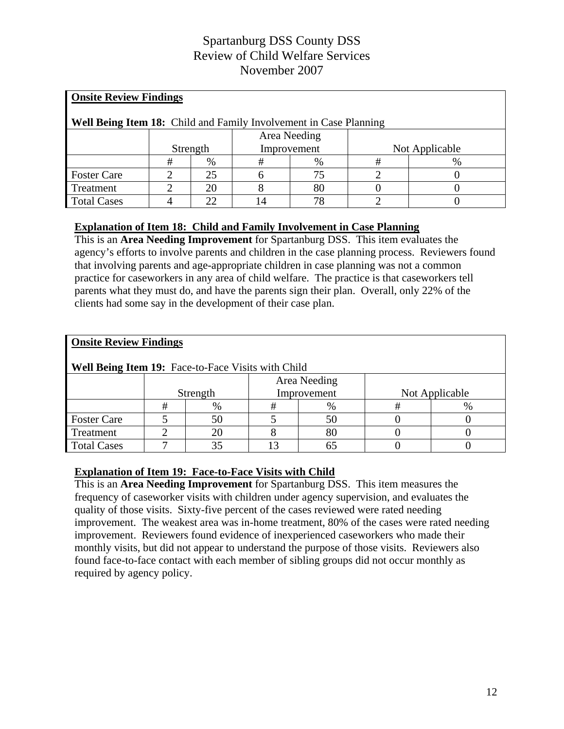# Spartanburg DSS County DSS
## Review of Child Welfare Services
### November 2007

**Onsite Review Findings**

**Well Being Item 18:** Child and Family Involvement in Case Planning

| | Strength | | Area Needing Improvement | | Not Applicable | |
|---|---|---|---|---|---|---|
| | # | % | # | % | # | % |
| Foster Care | 2 | 25 | 6 | 75 | 2 | 0 |
| Treatment | 2 | 20 | 8 | 80 | 0 | 0 |
| Total Cases | 4 | 22 | 14 | 78 | 2 | 0 |

**Explanation of Item 18: Child and Family Involvement in Case Planning**

This is an **Area Needing Improvement** for Spartanburg DSS. This item evaluates the agency's efforts to involve parents and children in the case planning process. Reviewers found that involving parents and age-appropriate children in case planning was not a common practice for caseworkers in any area of child welfare. The practice is that caseworkers tell parents what they must do, and have the parents sign their plan. Overall, only 22% of the clients had some say in the development of their case plan.

**Onsite Review Findings**

**Well Being Item 19:** Face-to-Face Visits with Child

| | Strength | | Area Needing Improvement | | Not Applicable | |
|---|---|---|---|---|---|---|
| | # | % | # | % | # | % |
| Foster Care | 5 | 50 | 5 | 50 | 0 | 0 |
| Treatment | 2 | 20 | 8 | 80 | 0 | 0 |
| Total Cases | 7 | 35 | 13 | 65 | 0 | 0 |

**Explanation of Item 19: Face-to-Face Visits with Child**

This is an **Area Needing Improvement** for Spartanburg DSS. This item measures the frequency of caseworker visits with children under agency supervision, and evaluates the quality of those visits. Sixty-five percent of the cases reviewed were rated needing improvement. The weakest area was in-home treatment, 80% of the cases were rated needing improvement. Reviewers found evidence of inexperienced caseworkers who made their monthly visits, but did not appear to understand the purpose of those visits. Reviewers also found face-to-face contact with each member of sibling groups did not occur monthly as required by agency policy.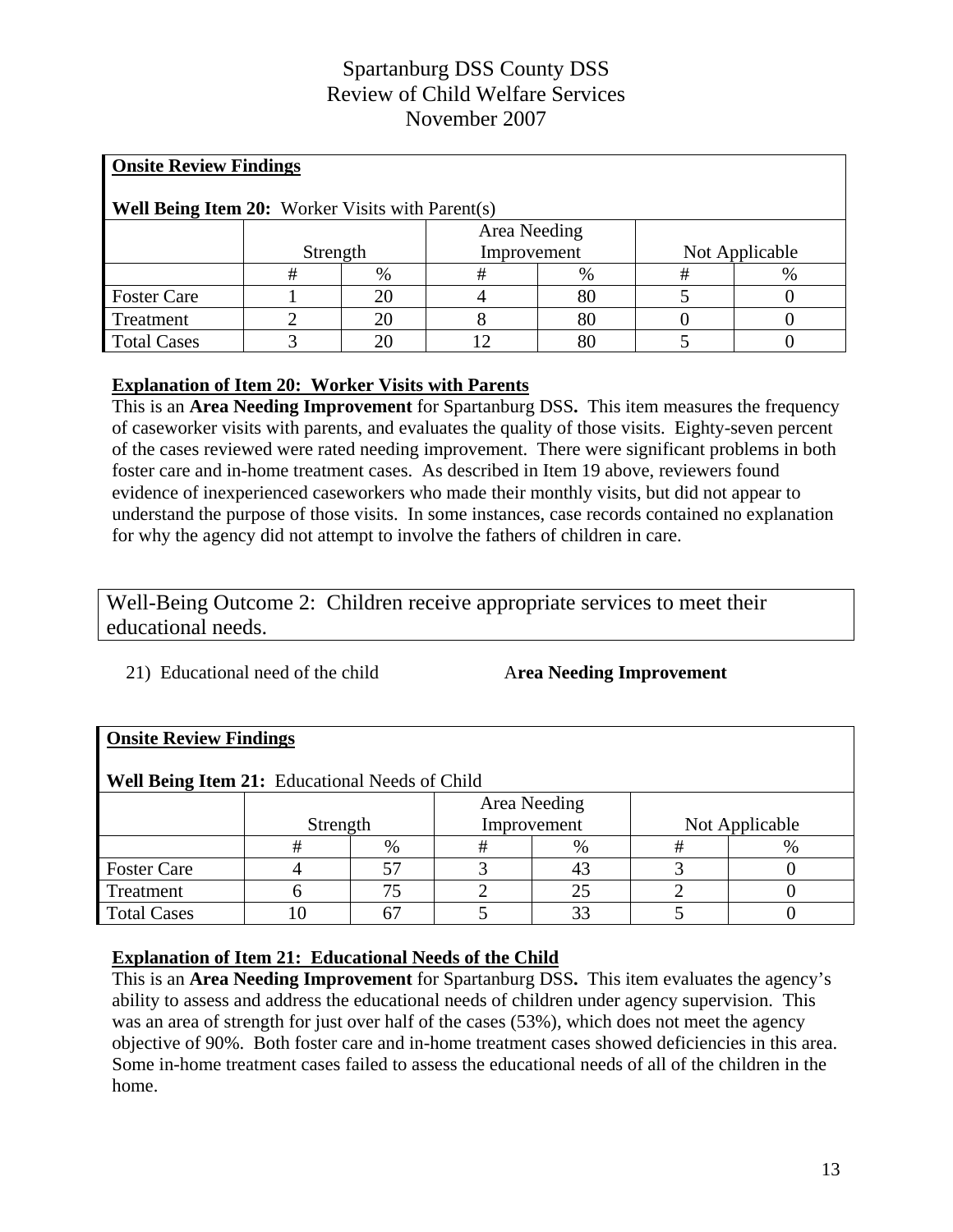# Spartanburg DSS County DSS
# Review of Child Welfare Services
# November 2007

**Onsite Review Findings**

**Well Being Item 20:** Worker Visits with Parent(s)

| | Strength | | Area Needing Improvement | | Not Applicable | |
|---|---|---|---|---|---|---|
| | # | % | # | % | # | % |
| Foster Care | 1 | 20 | 4 | 80 | 5 | 0 |
| Treatment | 2 | 20 | 8 | 80 | 0 | 0 |
| Total Cases | 3 | 20 | 12 | 80 | 5 | 0 |

**Explanation of Item 20: Worker Visits with Parents**

This is an **Area Needing Improvement** for Spartanburg DSS**.** This item measures the frequency of caseworker visits with parents, and evaluates the quality of those visits. Eighty-seven percent of the cases reviewed were rated needing improvement. There were significant problems in both foster care and in-home treatment cases. As described in Item 19 above, reviewers found evidence of inexperienced caseworkers who made their monthly visits, but did not appear to understand the purpose of those visits. In some instances, case records contained no explanation for why the agency did not attempt to involve the fathers of children in care.

Well-Being Outcome 2: Children receive appropriate services to meet their educational needs.

21) Educational need of the child **Area Needing Improvement**

**Onsite Review Findings**

**Well Being Item 21:** Educational Needs of Child

| | Strength | | Area Needing Improvement | | Not Applicable | |
|---|---|---|---|---|---|---|
| | # | % | # | % | # | % |
| Foster Care | 4 | 57 | 3 | 43 | 3 | 0 |
| Treatment | 6 | 75 | 2 | 25 | 2 | 0 |
| Total Cases | 10 | 67 | 5 | 33 | 5 | 0 |

**Explanation of Item 21: Educational Needs of the Child**

This is an **Area Needing Improvement** for Spartanburg DSS**.** This item evaluates the agency's ability to assess and address the educational needs of children under agency supervision. This was an area of strength for just over half of the cases (53%), which does not meet the agency objective of 90%. Both foster care and in-home treatment cases showed deficiencies in this area. Some in-home treatment cases failed to assess the educational needs of all of the children in the home.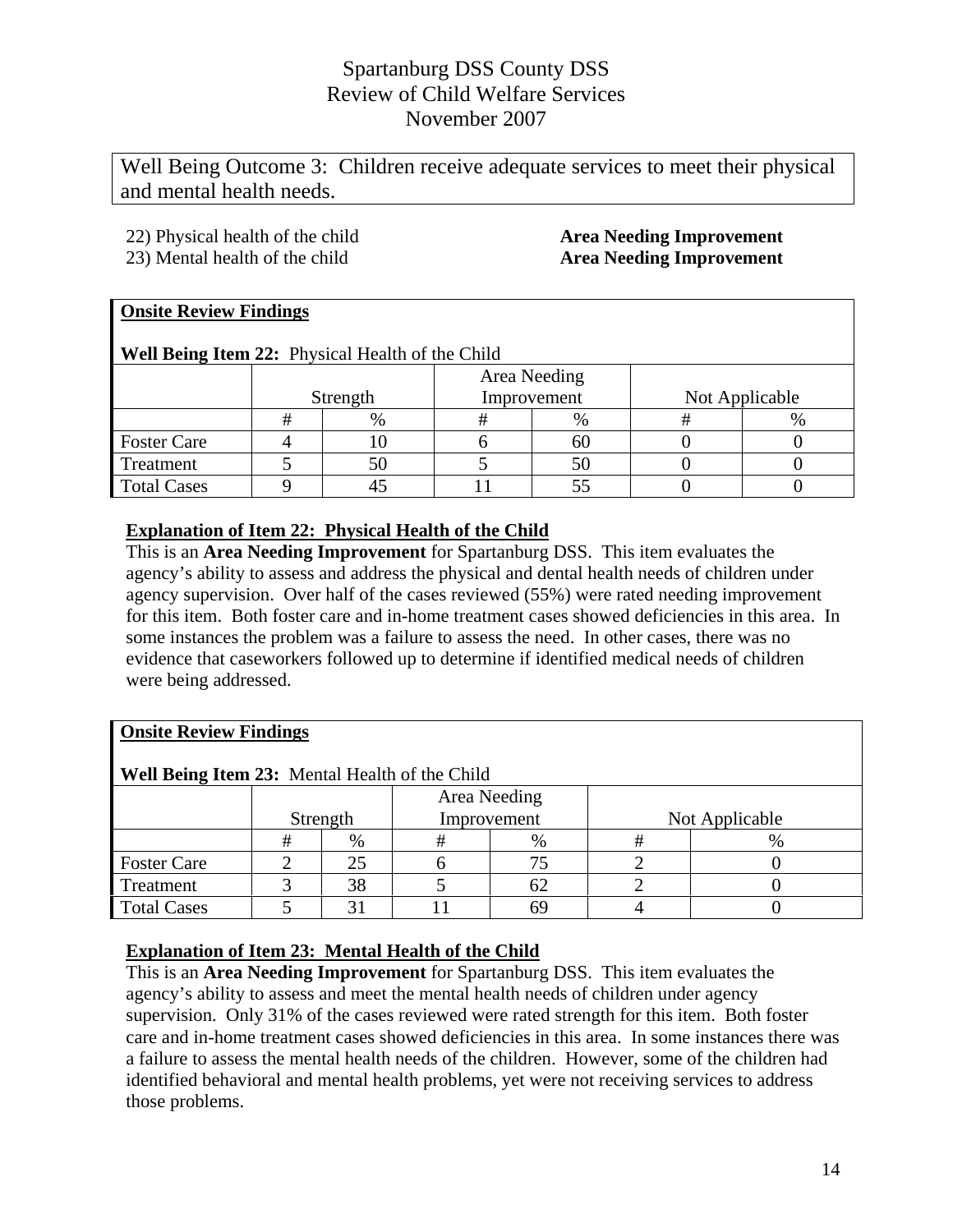Spartanburg DSS County DSS
Review of Child Welfare Services
November 2007

Well Being Outcome 3: Children receive adequate services to meet their physical and mental health needs.

22) Physical health of the child **Area Needing Improvement**
23) Mental health of the child **Area Needing Improvement**

**Onsite Review Findings**

**Well Being Item 22:** Physical Health of the Child

| | Strength | | Area Needing Improvement | | Not Applicable | |
|---|---|---|---|---|---|---|
| | # | % | # | % | # | % |
| Foster Care | 4 | 10 | 6 | 60 | 0 | 0 |
| Treatment | 5 | 50 | 5 | 50 | 0 | 0 |
| Total Cases | 9 | 45 | 11 | 55 | 0 | 0 |

**Explanation of Item 22: Physical Health of the Child**

This is an **Area Needing Improvement** for Spartanburg DSS. This item evaluates the agency's ability to assess and address the physical and dental health needs of children under agency supervision. Over half of the cases reviewed (55%) were rated needing improvement for this item. Both foster care and in-home treatment cases showed deficiencies in this area. In some instances the problem was a failure to assess the need. In other cases, there was no evidence that caseworkers followed up to determine if identified medical needs of children were being addressed.

**Onsite Review Findings**

**Well Being Item 23:** Mental Health of the Child

| | Strength | | Area Needing Improvement | | Not Applicable | |
|---|---|---|---|---|---|---|
| | # | % | # | % | # | % |
| Foster Care | 2 | 25 | 6 | 75 | 2 | 0 |
| Treatment | 3 | 38 | 5 | 62 | 2 | 0 |
| Total Cases | 5 | 31 | 11 | 69 | 4 | 0 |

**Explanation of Item 23: Mental Health of the Child**

This is an **Area Needing Improvement** for Spartanburg DSS. This item evaluates the agency's ability to assess and meet the mental health needs of children under agency supervision. Only 31% of the cases reviewed were rated strength for this item. Both foster care and in-home treatment cases showed deficiencies in this area. In some instances there was a failure to assess the mental health needs of the children. However, some of the children had identified behavioral and mental health problems, yet were not receiving services to address those problems.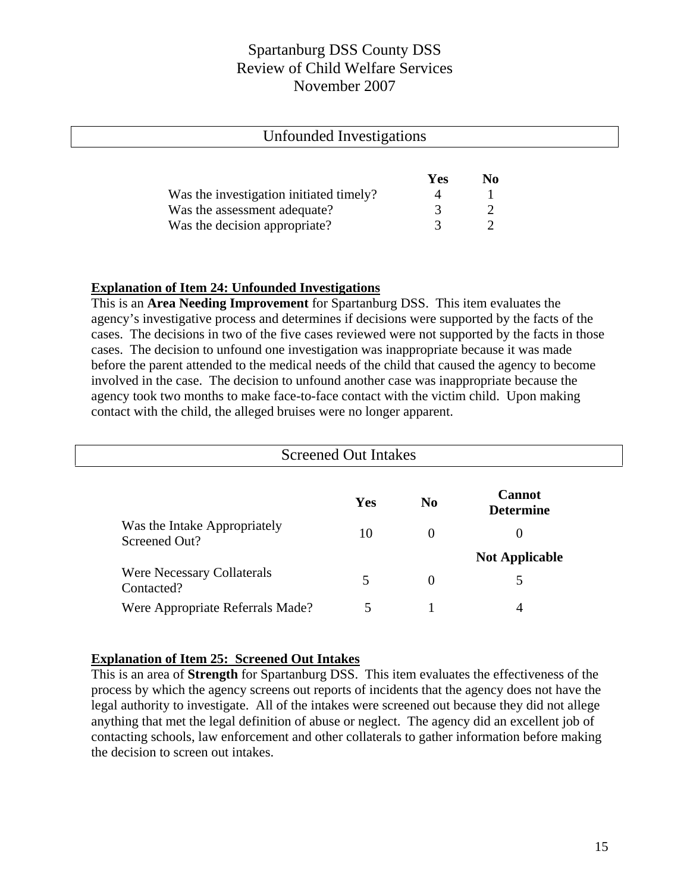Spartanburg DSS County DSS
Review of Child Welfare Services
November 2007

## Unfounded Investigations

| | Yes | No |
|---|---|---|
| Was the investigation initiated timely? | 4 | 1 |
| Was the assessment adequate? | 3 | 2 |
| Was the decision appropriate? | 3 | 2 |

**Explanation of Item 24: Unfounded Investigations**

This is an **Area Needing Improvement** for Spartanburg DSS. This item evaluates the agency's investigative process and determines if decisions were supported by the facts of the cases. The decisions in two of the five cases reviewed were not supported by the facts in those cases. The decision to unfound one investigation was inappropriate because it was made before the parent attended to the medical needs of the child that caused the agency to become involved in the case. The decision to unfound another case was inappropriate because the agency took two months to make face-to-face contact with the victim child. Upon making contact with the child, the alleged bruises were no longer apparent.

## Screened Out Intakes

| | Yes | No | Cannot Determine |
|---|---|---|---|
| Was the Intake Appropriately Screened Out? | 10 | 0 | 0 |
| | | | **Not Applicable** |
| Were Necessary Collaterals Contacted? | 5 | 0 | 5 |
| Were Appropriate Referrals Made? | 5 | 1 | 4 |

**Explanation of Item 25: Screened Out Intakes**

This is an area of **Strength** for Spartanburg DSS. This item evaluates the effectiveness of the process by which the agency screens out reports of incidents that the agency does not have the legal authority to investigate. All of the intakes were screened out because they did not allege anything that met the legal definition of abuse or neglect. The agency did an excellent job of contacting schools, law enforcement and other collaterals to gather information before making the decision to screen out intakes.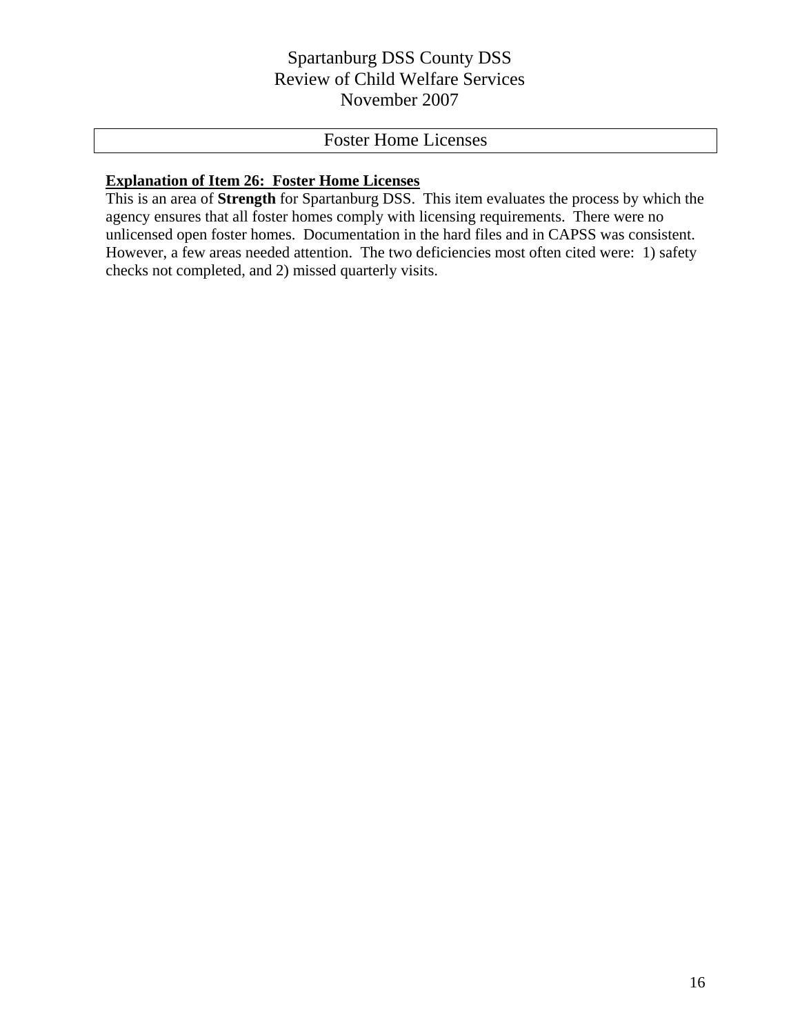## Foster Home Licenses

**<u>Explanation of Item 26: Foster Home Licenses</u>**

This is an area of **Strength** for Spartanburg DSS. This item evaluates the process by which the agency ensures that all foster homes comply with licensing requirements. There were no unlicensed open foster homes. Documentation in the hard files and in CAPSS was consistent. However, a few areas needed attention. The two deficiencies most often cited were: 1) safety checks not completed, and 2) missed quarterly visits.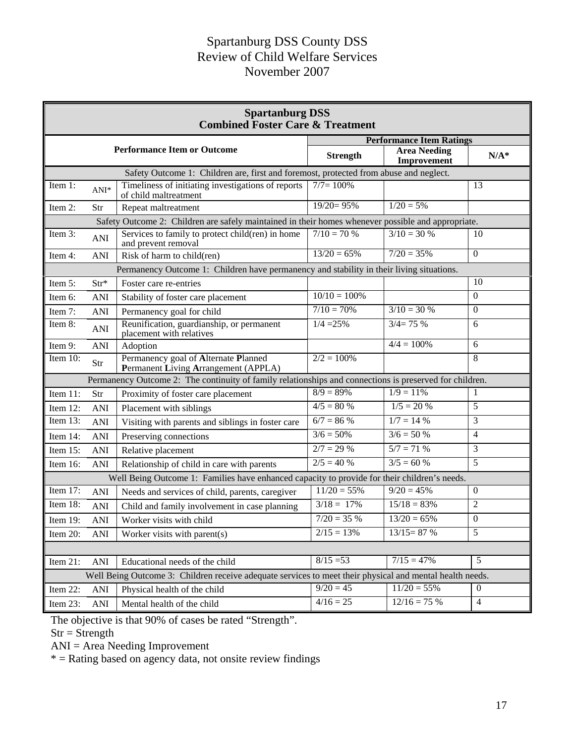# Spartanburg DSS County DSS
# Review of Child Welfare Services
# November 2007

| Spartanburg DSS<br>Combined Foster Care & Treatment | | | | | |
|---|---|---|---|---|---|
| **Performance Item or Outcome** | | | **Performance Item Ratings** | | |
| | | | **Strength** | **Area Needing Improvement** | **N/A*** |
| Safety Outcome 1: Children are, first and foremost, protected from abuse and neglect. | | | | | |
| Item 1: | ANI* | Timeliness of initiating investigations of reports of child maltreatment | 7/7= 100% | | 13 |
| Item 2: | Str | Repeat maltreatment | 19/20= 95% | 1/20 = 5% | |
| Safety Outcome 2: Children are safely maintained in their homes whenever possible and appropriate. | | | | | |
| Item 3: | ANI | Services to family to protect child(ren) in home and prevent removal | 7/10 = 70 % | 3/10 = 30 % | 10 |
| Item 4: | ANI | Risk of harm to child(ren) | 13/20 = 65% | 7/20 = 35% | 0 |
| Permanency Outcome 1: Children have permanency and stability in their living situations. | | | | | |
| Item 5: | Str* | Foster care re-entries | | | 10 |
| Item 6: | ANI | Stability of foster care placement | 10/10 = 100% | | 0 |
| Item 7: | ANI | Permanency goal for child | 7/10 = 70% | 3/10 = 30 % | 0 |
| Item 8: | ANI | Reunification, guardianship, or permanent placement with relatives | 1/4 =25% | 3/4= 75 % | 6 |
| Item 9: | ANI | Adoption | | 4/4 = 100% | 6 |
| Item 10: | Str | Permanency goal of **A**lternate **P**lanned **P**ermanent **L**iving **A**rrangement (APPLA) | 2/2 = 100% | | 8 |
| Permanency Outcome 2: The continuity of family relationships and connections is preserved for children. | | | | | |
| Item 11: | Str | Proximity of foster care placement | 8/9 = 89% | 1/9 = 11% | 1 |
| Item 12: | ANI | Placement with siblings | 4/5 = 80 % | 1/5 = 20 % | 5 |
| Item 13: | ANI | Visiting with parents and siblings in foster care | 6/7 = 86 % | 1/7 = 14 % | 3 |
| Item 14: | ANI | Preserving connections | 3/6 = 50% | 3/6 = 50 % | 4 |
| Item 15: | ANI | Relative placement | 2/7 = 29 % | 5/7 = 71 % | 3 |
| Item 16: | ANI | Relationship of child in care with parents | 2/5 = 40 % | 3/5 = 60 % | 5 |
| Well Being Outcome 1: Families have enhanced capacity to provide for their children's needs. | | | | | |
| Item 17: | ANI | Needs and services of child, parents, caregiver | 11/20 = 55% | 9/20 = 45% | 0 |
| Item 18: | ANI | Child and family involvement in case planning | 3/18 = 17% | 15/18 = 83% | 2 |
| Item 19: | ANI | Worker visits with child | 7/20 = 35 % | 13/20 = 65% | 0 |
| Item 20: | ANI | Worker visits with parent(s) | 2/15 = 13% | 13/15= 87 % | 5 |
| | | | | | |
| Item 21: | ANI | Educational needs of the child | 8/15 =53 | 7/15 = 47% | 5 |
| Well Being Outcome 3: Children receive adequate services to meet their physical and mental health needs. | | | | | |
| Item 22: | ANI | Physical health of the child | 9/20 = 45 | 11/20 = 55% | 0 |
| Item 23: | ANI | Mental health of the child | 4/16 = 25 | 12/16 = 75 % | 4 |

The objective is that 90% of cases be rated "Strength".

Str = Strength

ANI = Area Needing Improvement

* = Rating based on agency data, not onsite review findings